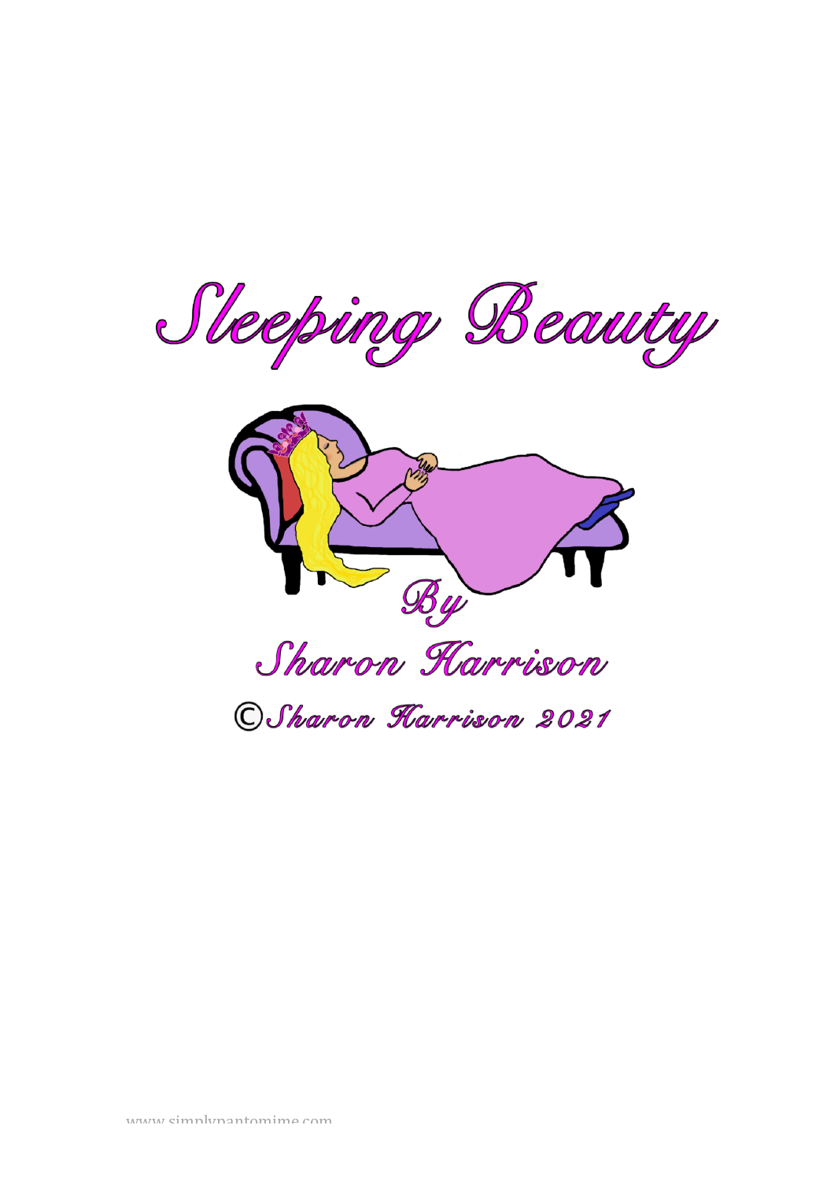# Sleeping Beauty

By

Sharon Harrison

©Sharon Harrison 2021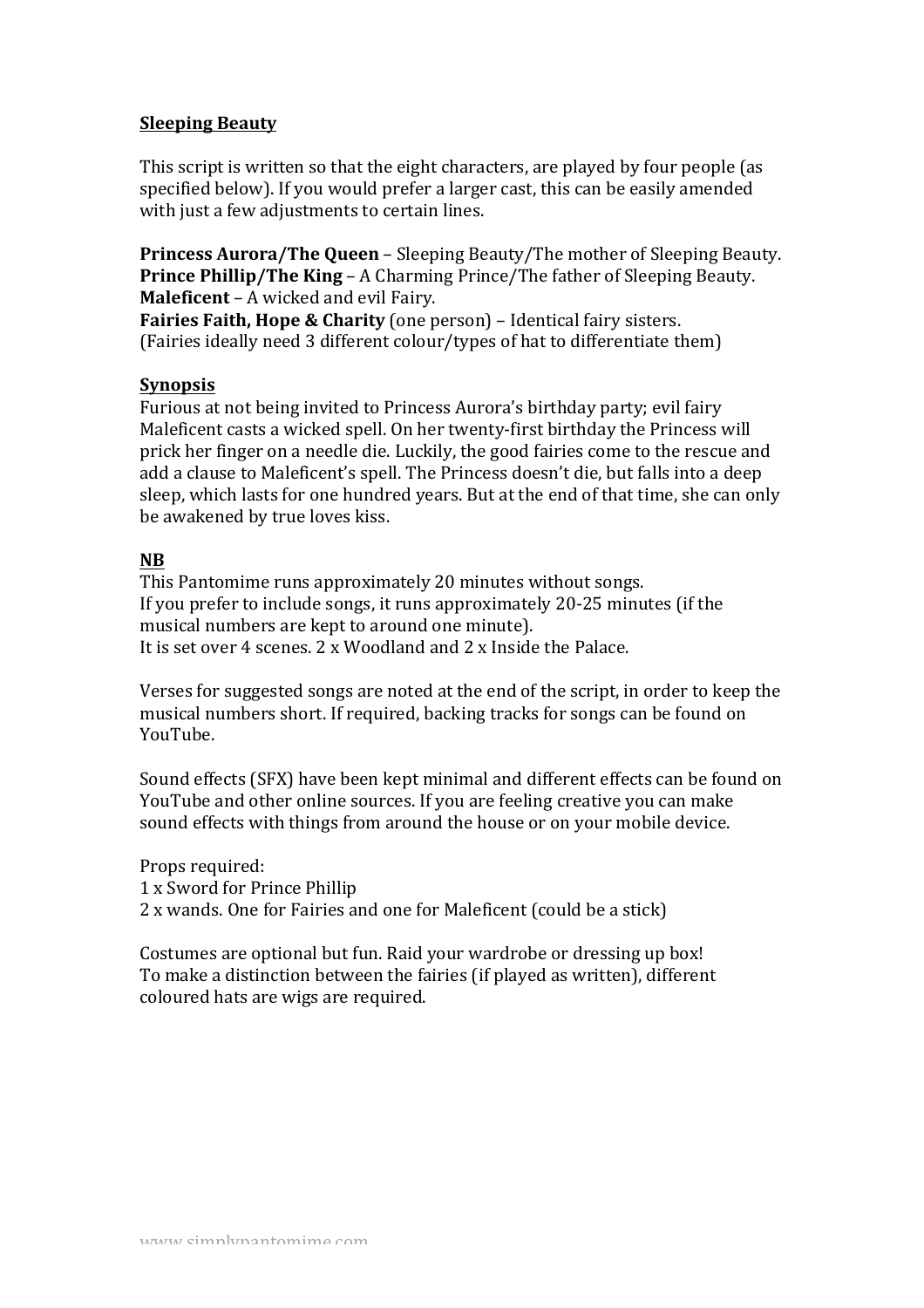**Sleeping Beauty**

This script is written so that the eight characters, are played by four people (as specified below). If you would prefer a larger cast, this can be easily amended with just a few adjustments to certain lines.

**Princess Aurora/The Queen** – Sleeping Beauty/The mother of Sleeping Beauty.
**Prince Phillip/The King** – A Charming Prince/The father of Sleeping Beauty.
**Maleficent** – A wicked and evil Fairy.
**Fairies Faith, Hope & Charity** (one person) – Identical fairy sisters.
(Fairies ideally need 3 different colour/types of hat to differentiate them)

**Synopsis**

Furious at not being invited to Princess Aurora's birthday party; evil fairy Maleficent casts a wicked spell. On her twenty-first birthday the Princess will prick her finger on a needle die. Luckily, the good fairies come to the rescue and add a clause to Maleficent's spell. The Princess doesn't die, but falls into a deep sleep, which lasts for one hundred years. But at the end of that time, she can only be awakened by true loves kiss.

**NB**

This Pantomime runs approximately 20 minutes without songs.
If you prefer to include songs, it runs approximately 20-25 minutes (if the musical numbers are kept to around one minute).
It is set over 4 scenes. 2 x Woodland and 2 x Inside the Palace.

Verses for suggested songs are noted at the end of the script, in order to keep the musical numbers short. If required, backing tracks for songs can be found on YouTube.

Sound effects (SFX) have been kept minimal and different effects can be found on YouTube and other online sources. If you are feeling creative you can make sound effects with things from around the house or on your mobile device.

Props required:
1 x Sword for Prince Phillip
2 x wands. One for Fairies and one for Maleficent (could be a stick)

Costumes are optional but fun. Raid your wardrobe or dressing up box!
To make a distinction between the fairies (if played as written), different coloured hats are wigs are required.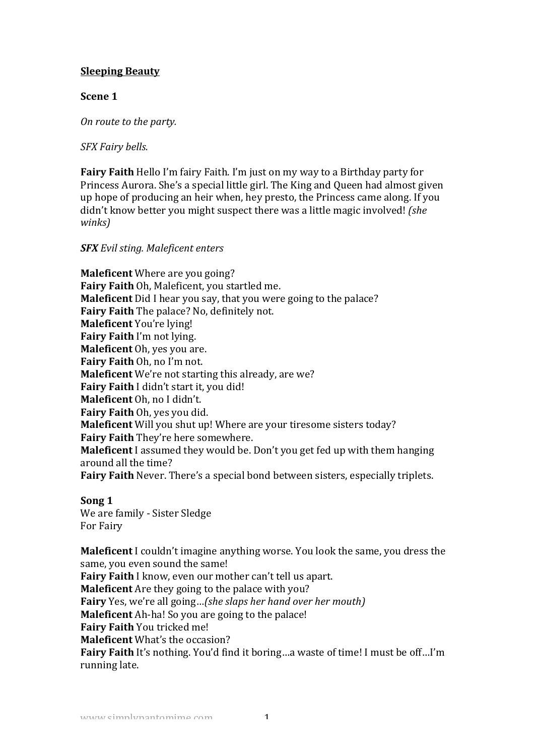**<u>Sleeping Beauty</u>**

**Scene 1**

*On route to the party.*

*SFX Fairy bells.*

**Fairy Faith** Hello I'm fairy Faith. I'm just on my way to a Birthday party for Princess Aurora. She's a special little girl. The King and Queen had almost given up hope of producing an heir when, hey presto, the Princess came along. If you didn't know better you might suspect there was a little magic involved! *(she winks)*

***SFX** Evil sting. Maleficent enters*

**Maleficent** Where are you going?
**Fairy Faith** Oh, Maleficent, you startled me.
**Maleficent** Did I hear you say, that you were going to the palace?
**Fairy Faith** The palace? No, definitely not.
**Maleficent** You're lying!
**Fairy Faith** I'm not lying.
**Maleficent** Oh, yes you are.
**Fairy Faith** Oh, no I'm not.
**Maleficent** We're not starting this already, are we?
**Fairy Faith** I didn't start it, you did!
**Maleficent** Oh, no I didn't.
**Fairy Faith** Oh, yes you did.
**Maleficent** Will you shut up! Where are your tiresome sisters today?
**Fairy Faith** They're here somewhere.
**Maleficent** I assumed they would be. Don't you get fed up with them hanging around all the time?
**Fairy Faith** Never. There's a special bond between sisters, especially triplets.

**Song 1**
We are family - Sister Sledge
For Fairy

**Maleficent** I couldn't imagine anything worse. You look the same, you dress the same, you even sound the same!
**Fairy Faith** I know, even our mother can't tell us apart.
**Maleficent** Are they going to the palace with you?
**Fairy** Yes, we're all going…*(she slaps her hand over her mouth)*
**Maleficent** Ah-ha! So you are going to the palace!
**Fairy Faith** You tricked me!
**Maleficent** What's the occasion?
**Fairy Faith** It's nothing. You'd find it boring…a waste of time! I must be off…I'm running late.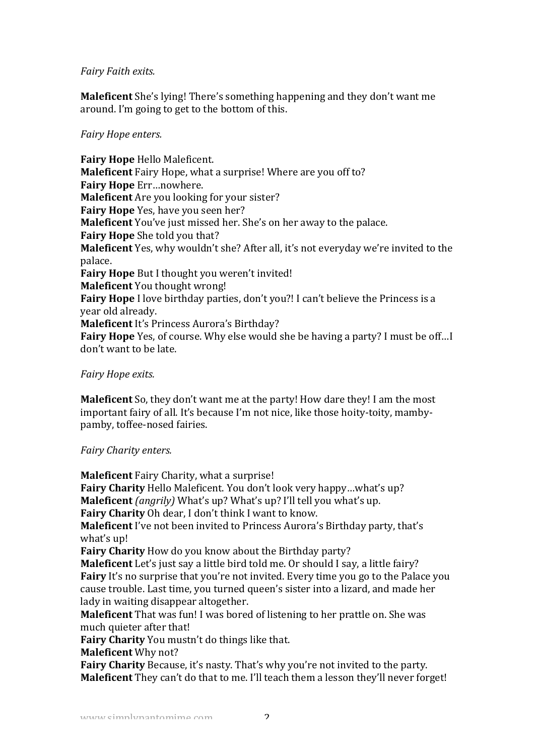*Fairy Faith exits.*

**Maleficent** She's lying! There's something happening and they don't want me around. I'm going to get to the bottom of this.

*Fairy Hope enters.*

**Fairy Hope** Hello Maleficent.
**Maleficent** Fairy Hope, what a surprise! Where are you off to?
**Fairy Hope** Err…nowhere.
**Maleficent** Are you looking for your sister?
**Fairy Hope** Yes, have you seen her?
**Maleficent** You've just missed her. She's on her away to the palace.
**Fairy Hope** She told you that?
**Maleficent** Yes, why wouldn't she? After all, it's not everyday we're invited to the palace.
**Fairy Hope** But I thought you weren't invited!
**Maleficent** You thought wrong!
**Fairy Hope** I love birthday parties, don't you?! I can't believe the Princess is a year old already.
**Maleficent** It's Princess Aurora's Birthday?
**Fairy Hope** Yes, of course. Why else would she be having a party? I must be off…I don't want to be late.

*Fairy Hope exits.*

**Maleficent** So, they don't want me at the party! How dare they! I am the most important fairy of all. It's because I'm not nice, like those hoity-toity, mamby-pamby, toffee-nosed fairies.

*Fairy Charity enters.*

**Maleficent** Fairy Charity, what a surprise!
**Fairy Charity** Hello Maleficent. You don't look very happy…what's up?
**Maleficent** *(angrily)* What's up? What's up? I'll tell you what's up.
**Fairy Charity** Oh dear, I don't think I want to know.
**Maleficent** I've not been invited to Princess Aurora's Birthday party, that's what's up!
**Fairy Charity** How do you know about the Birthday party?
**Maleficent** Let's just say a little bird told me. Or should I say, a little fairy?
**Fairy** It's no surprise that you're not invited. Every time you go to the Palace you cause trouble. Last time, you turned queen's sister into a lizard, and made her lady in waiting disappear altogether.
**Maleficent** That was fun! I was bored of listening to her prattle on. She was much quieter after that!
**Fairy Charity** You mustn't do things like that.
**Maleficent** Why not?
**Fairy Charity** Because, it's nasty. That's why you're not invited to the party.
**Maleficent** They can't do that to me. I'll teach them a lesson they'll never forget!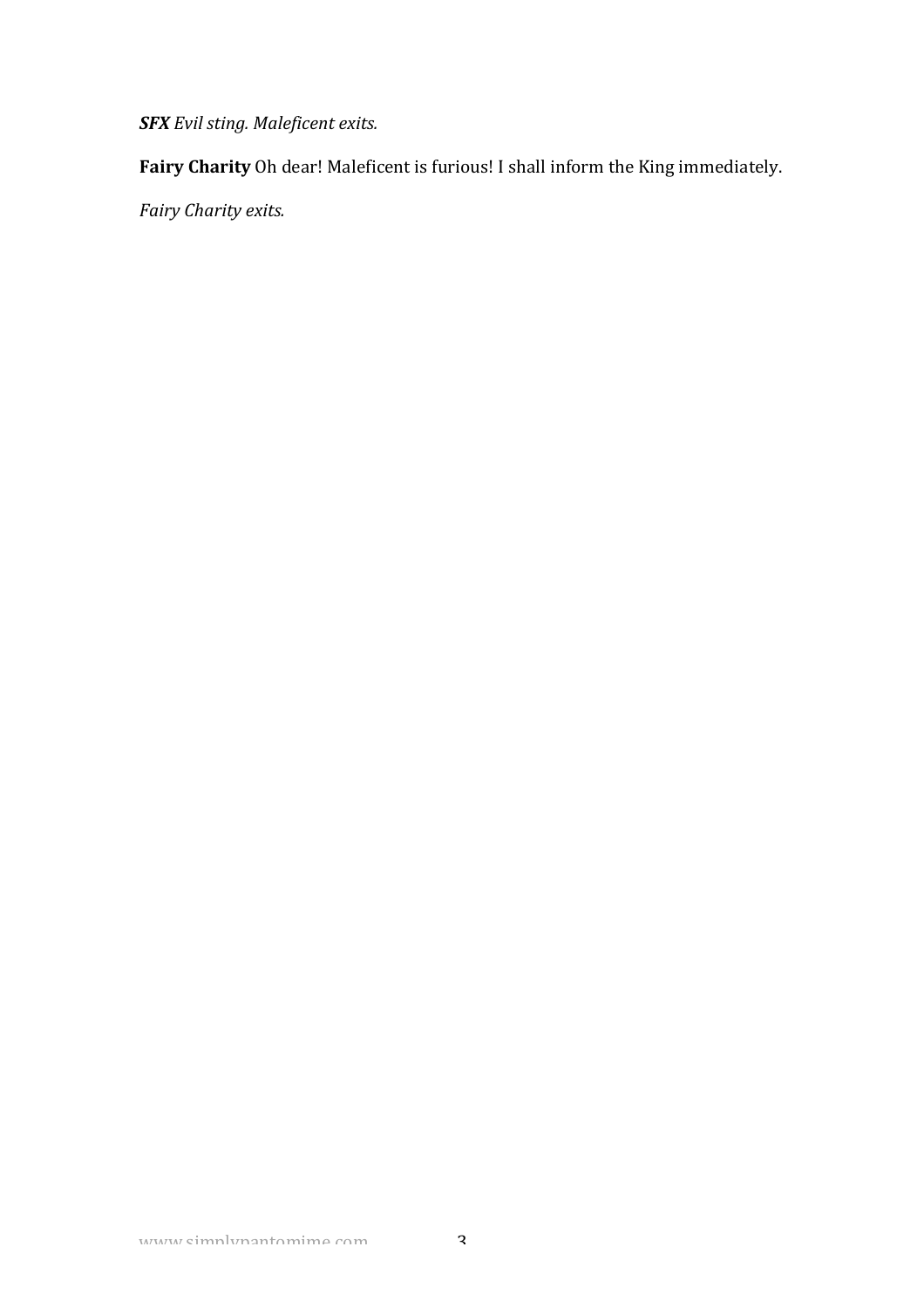***SFX** Evil sting. Maleficent exits.*

**Fairy Charity** Oh dear! Maleficent is furious! I shall inform the King immediately.

*Fairy Charity exits.*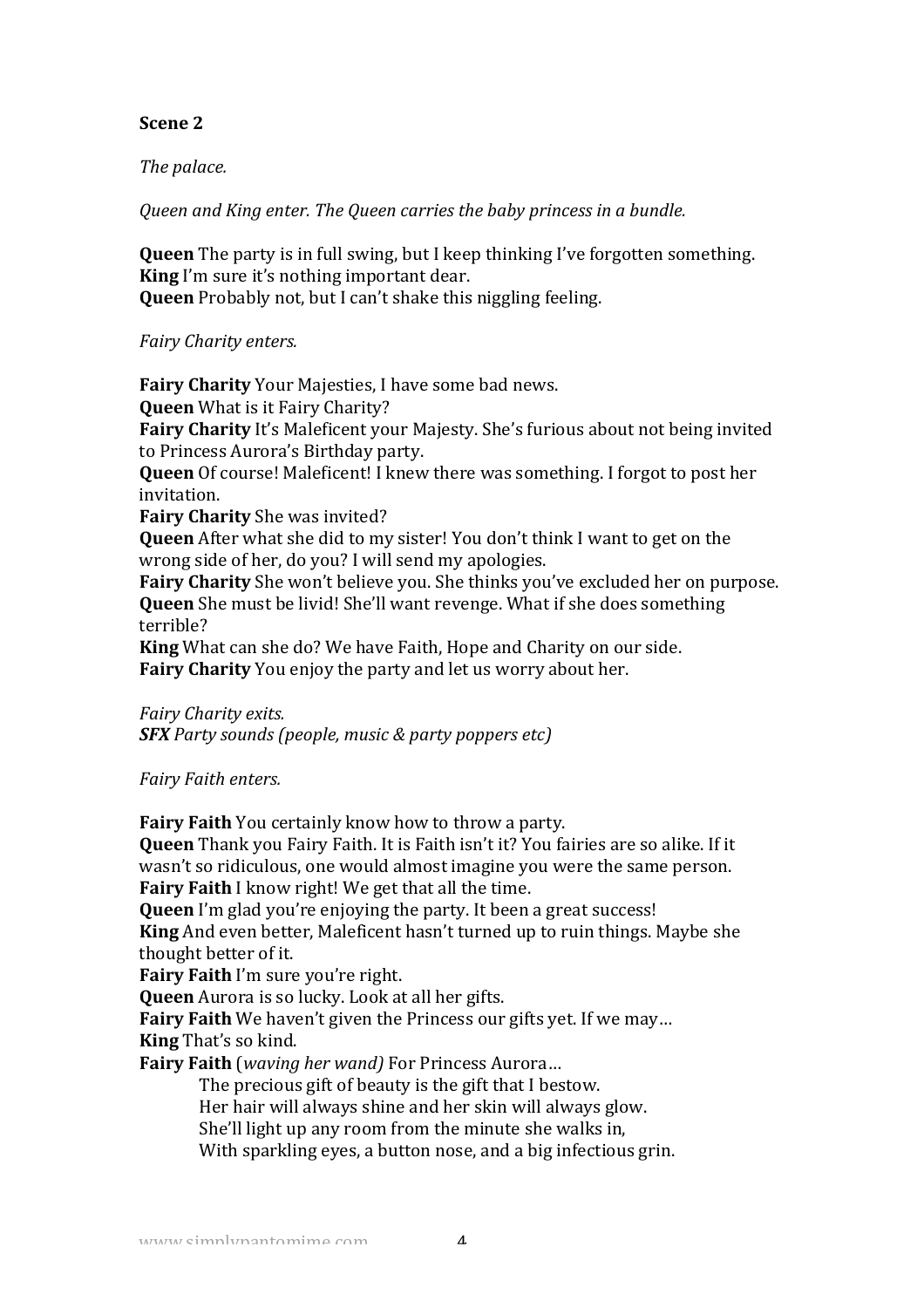**Scene 2**

*The palace.*

*Queen and King enter. The Queen carries the baby princess in a bundle.*

**Queen** The party is in full swing, but I keep thinking I've forgotten something.
**King** I'm sure it's nothing important dear.
**Queen** Probably not, but I can't shake this niggling feeling.

*Fairy Charity enters.*

**Fairy Charity** Your Majesties, I have some bad news.
**Queen** What is it Fairy Charity?
**Fairy Charity** It's Maleficent your Majesty. She's furious about not being invited to Princess Aurora's Birthday party.
**Queen** Of course! Maleficent! I knew there was something. I forgot to post her invitation.
**Fairy Charity** She was invited?
**Queen** After what she did to my sister! You don't think I want to get on the wrong side of her, do you? I will send my apologies.
**Fairy Charity** She won't believe you. She thinks you've excluded her on purpose.
**Queen** She must be livid! She'll want revenge. What if she does something terrible?
**King** What can she do? We have Faith, Hope and Charity on our side.
**Fairy Charity** You enjoy the party and let us worry about her.

*Fairy Charity exits.*
***SFX*** *Party sounds (people, music & party poppers etc)*

*Fairy Faith enters.*

**Fairy Faith** You certainly know how to throw a party.
**Queen** Thank you Fairy Faith. It is Faith isn't it? You fairies are so alike. If it wasn't so ridiculous, one would almost imagine you were the same person.
**Fairy Faith** I know right! We get that all the time.
**Queen** I'm glad you're enjoying the party. It been a great success!
**King** And even better, Maleficent hasn't turned up to ruin things. Maybe she thought better of it.
**Fairy Faith** I'm sure you're right.
**Queen** Aurora is so lucky. Look at all her gifts.
**Fairy Faith** We haven't given the Princess our gifts yet. If we may…
**King** That's so kind.
**Fairy Faith** (*waving her wand)* For Princess Aurora…

> The precious gift of beauty is the gift that I bestow.
> Her hair will always shine and her skin will always glow.
> She'll light up any room from the minute she walks in,
> With sparkling eyes, a button nose, and a big infectious grin.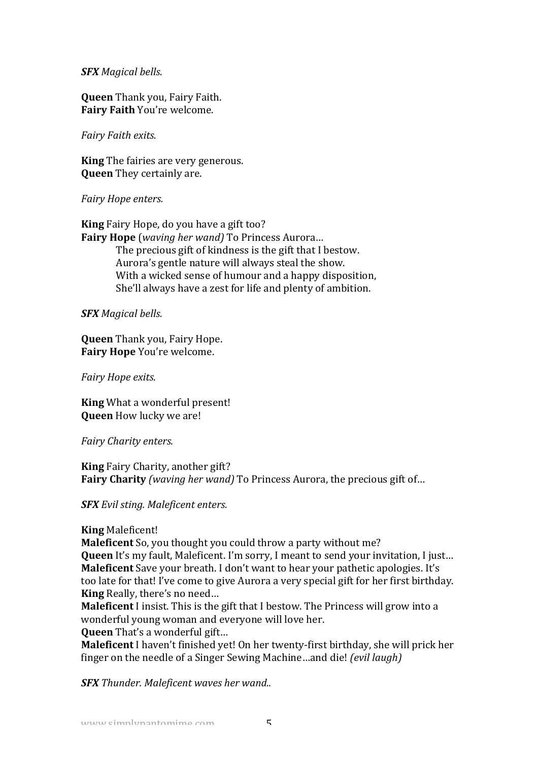***SFX** Magical bells.*

**Queen** Thank you, Fairy Faith.
**Fairy Faith** You're welcome.

*Fairy Faith exits.*

**King** The fairies are very generous.
**Queen** They certainly are.

*Fairy Hope enters.*

**King** Fairy Hope, do you have a gift too?
**Fairy Hope** (*waving her wand)* To Princess Aurora…

> The precious gift of kindness is the gift that I bestow.
> Aurora's gentle nature will always steal the show.
> With a wicked sense of humour and a happy disposition,
> She'll always have a zest for life and plenty of ambition.

***SFX** Magical bells.*

**Queen** Thank you, Fairy Hope.
**Fairy Hope** You're welcome.

*Fairy Hope exits.*

**King** What a wonderful present!
**Queen** How lucky we are!

*Fairy Charity enters.*

**King** Fairy Charity, another gift?
**Fairy Charity** *(waving her wand)* To Princess Aurora, the precious gift of…

***SFX** Evil sting. Maleficent enters.*

**King** Maleficent!
**Maleficent** So, you thought you could throw a party without me?
**Queen** It's my fault, Maleficent. I'm sorry, I meant to send your invitation, I just…
**Maleficent** Save your breath. I don't want to hear your pathetic apologies. It's too late for that! I've come to give Aurora a very special gift for her first birthday.
**King** Really, there's no need…
**Maleficent** I insist. This is the gift that I bestow. The Princess will grow into a wonderful young woman and everyone will love her.
**Queen** That's a wonderful gift…
**Maleficent** I haven't finished yet! On her twenty-first birthday, she will prick her finger on the needle of a Singer Sewing Machine…and die! *(evil laugh)*

***SFX** Thunder. Maleficent waves her wand..*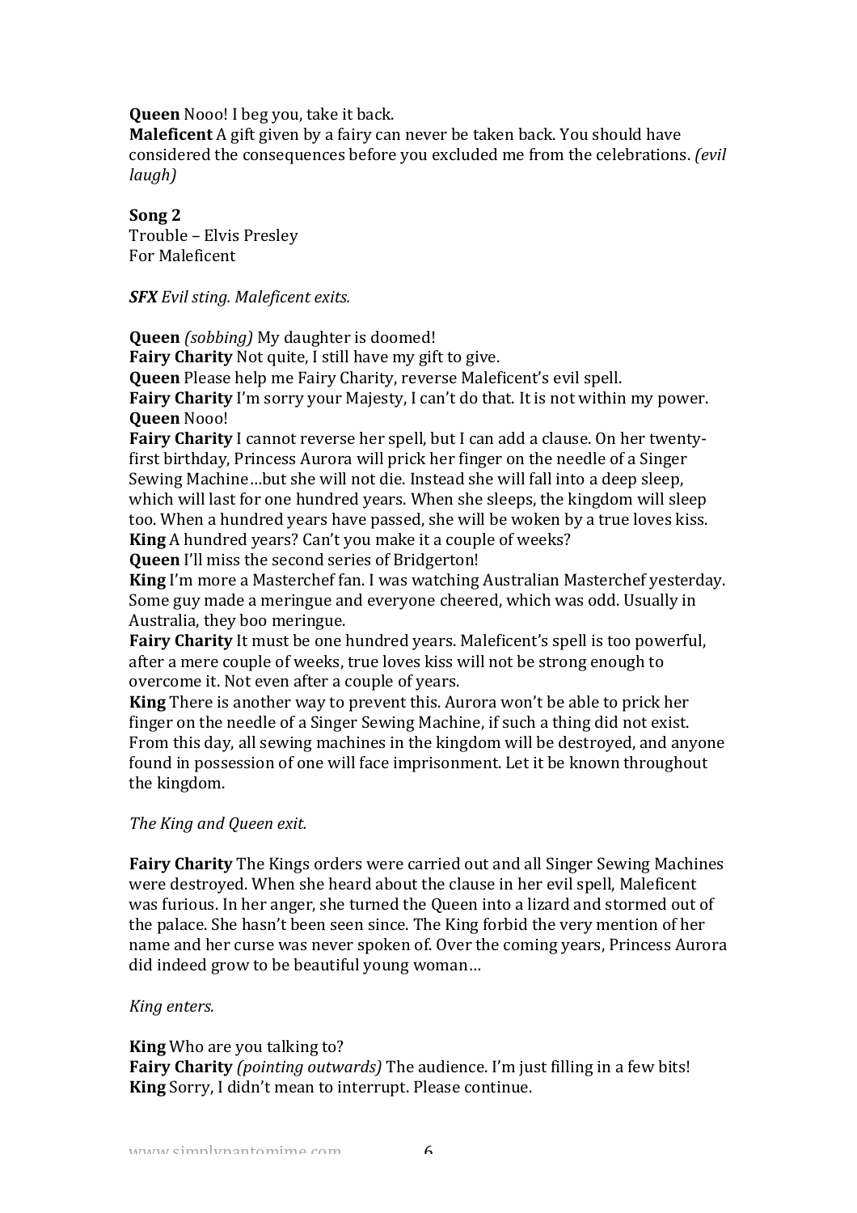**Queen** Nooo! I beg you, take it back.
**Maleficent** A gift given by a fairy can never be taken back. You should have considered the consequences before you excluded me from the celebrations. *(evil laugh)*

**Song 2**
Trouble – Elvis Presley
For Maleficent

***SFX** Evil sting. Maleficent exits.*

**Queen** *(sobbing)* My daughter is doomed!
**Fairy Charity** Not quite, I still have my gift to give.
**Queen** Please help me Fairy Charity, reverse Maleficent's evil spell.
**Fairy Charity** I'm sorry your Majesty, I can't do that. It is not within my power.
**Queen** Nooo!
**Fairy Charity** I cannot reverse her spell, but I can add a clause. On her twenty-first birthday, Princess Aurora will prick her finger on the needle of a Singer Sewing Machine…but she will not die. Instead she will fall into a deep sleep, which will last for one hundred years. When she sleeps, the kingdom will sleep too. When a hundred years have passed, she will be woken by a true loves kiss.
**King** A hundred years? Can't you make it a couple of weeks?
**Queen** I'll miss the second series of Bridgerton!
**King** I'm more a Masterchef fan. I was watching Australian Masterchef yesterday. Some guy made a meringue and everyone cheered, which was odd. Usually in Australia, they boo meringue.
**Fairy Charity** It must be one hundred years. Maleficent's spell is too powerful, after a mere couple of weeks, true loves kiss will not be strong enough to overcome it. Not even after a couple of years.
**King** There is another way to prevent this. Aurora won't be able to prick her finger on the needle of a Singer Sewing Machine, if such a thing did not exist. From this day, all sewing machines in the kingdom will be destroyed, and anyone found in possession of one will face imprisonment. Let it be known throughout the kingdom.

*The King and Queen exit.*

**Fairy Charity** The Kings orders were carried out and all Singer Sewing Machines were destroyed. When she heard about the clause in her evil spell, Maleficent was furious. In her anger, she turned the Queen into a lizard and stormed out of the palace. She hasn't been seen since. The King forbid the very mention of her name and her curse was never spoken of. Over the coming years, Princess Aurora did indeed grow to be beautiful young woman…

*King enters.*

**King** Who are you talking to?
**Fairy Charity** *(pointing outwards)* The audience. I'm just filling in a few bits!
**King** Sorry, I didn't mean to interrupt. Please continue.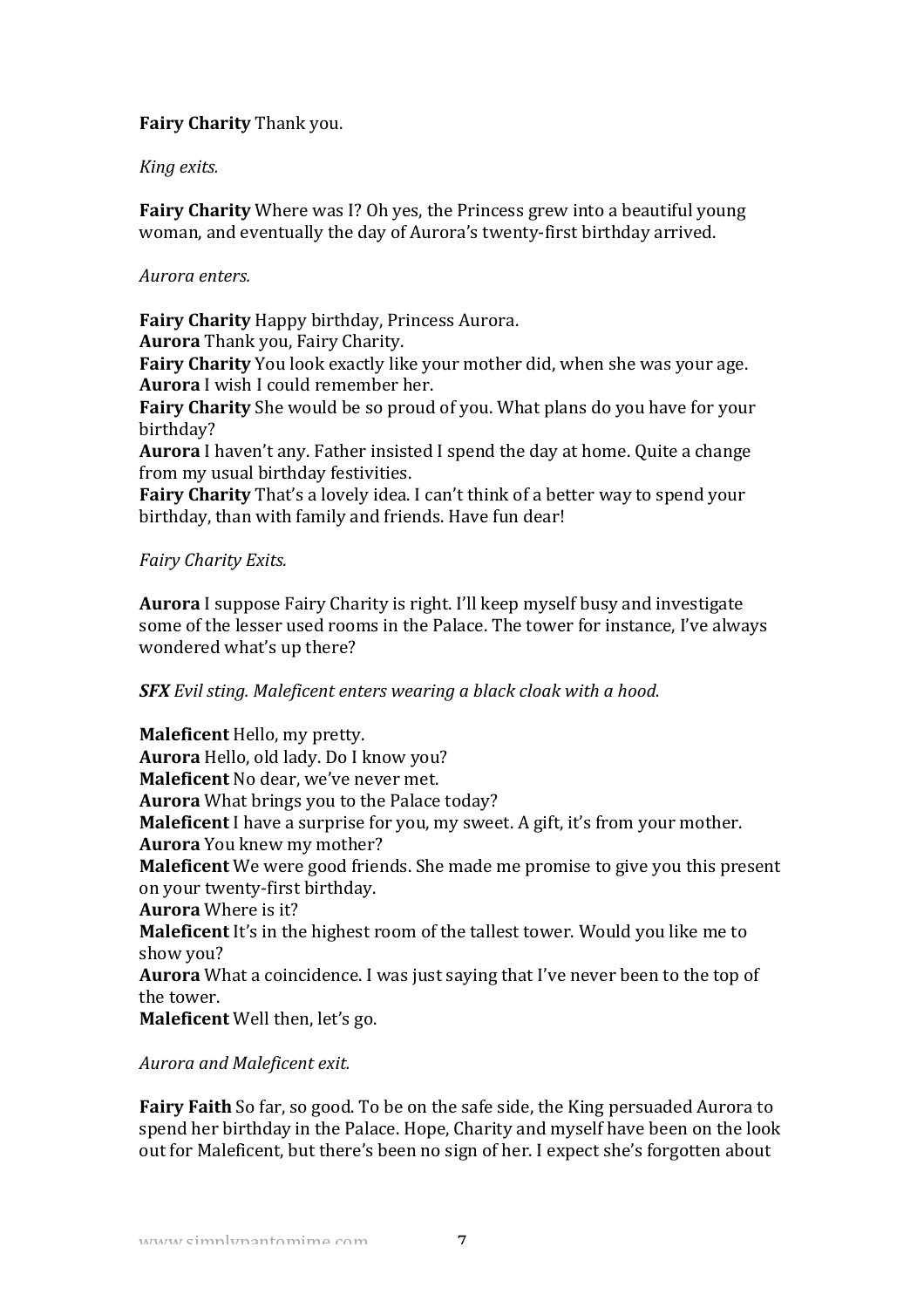**Fairy Charity** Thank you.

*King exits.*

**Fairy Charity** Where was I? Oh yes, the Princess grew into a beautiful young woman, and eventually the day of Aurora's twenty-first birthday arrived.

*Aurora enters.*

**Fairy Charity** Happy birthday, Princess Aurora.
**Aurora** Thank you, Fairy Charity.
**Fairy Charity** You look exactly like your mother did, when she was your age.
**Aurora** I wish I could remember her.
**Fairy Charity** She would be so proud of you. What plans do you have for your birthday?
**Aurora** I haven't any. Father insisted I spend the day at home. Quite a change from my usual birthday festivities.
**Fairy Charity** That's a lovely idea. I can't think of a better way to spend your birthday, than with family and friends. Have fun dear!

*Fairy Charity Exits.*

**Aurora** I suppose Fairy Charity is right. I'll keep myself busy and investigate some of the lesser used rooms in the Palace. The tower for instance, I've always wondered what's up there?

***SFX*** *Evil sting. Maleficent enters wearing a black cloak with a hood.*

**Maleficent** Hello, my pretty.
**Aurora** Hello, old lady. Do I know you?
**Maleficent** No dear, we've never met.
**Aurora** What brings you to the Palace today?
**Maleficent** I have a surprise for you, my sweet. A gift, it's from your mother.
**Aurora** You knew my mother?
**Maleficent** We were good friends. She made me promise to give you this present on your twenty-first birthday.
**Aurora** Where is it?
**Maleficent** It's in the highest room of the tallest tower. Would you like me to show you?
**Aurora** What a coincidence. I was just saying that I've never been to the top of the tower.
**Maleficent** Well then, let's go.

*Aurora and Maleficent exit.*

**Fairy Faith** So far, so good. To be on the safe side, the King persuaded Aurora to spend her birthday in the Palace. Hope, Charity and myself have been on the look out for Maleficent, but there's been no sign of her. I expect she's forgotten about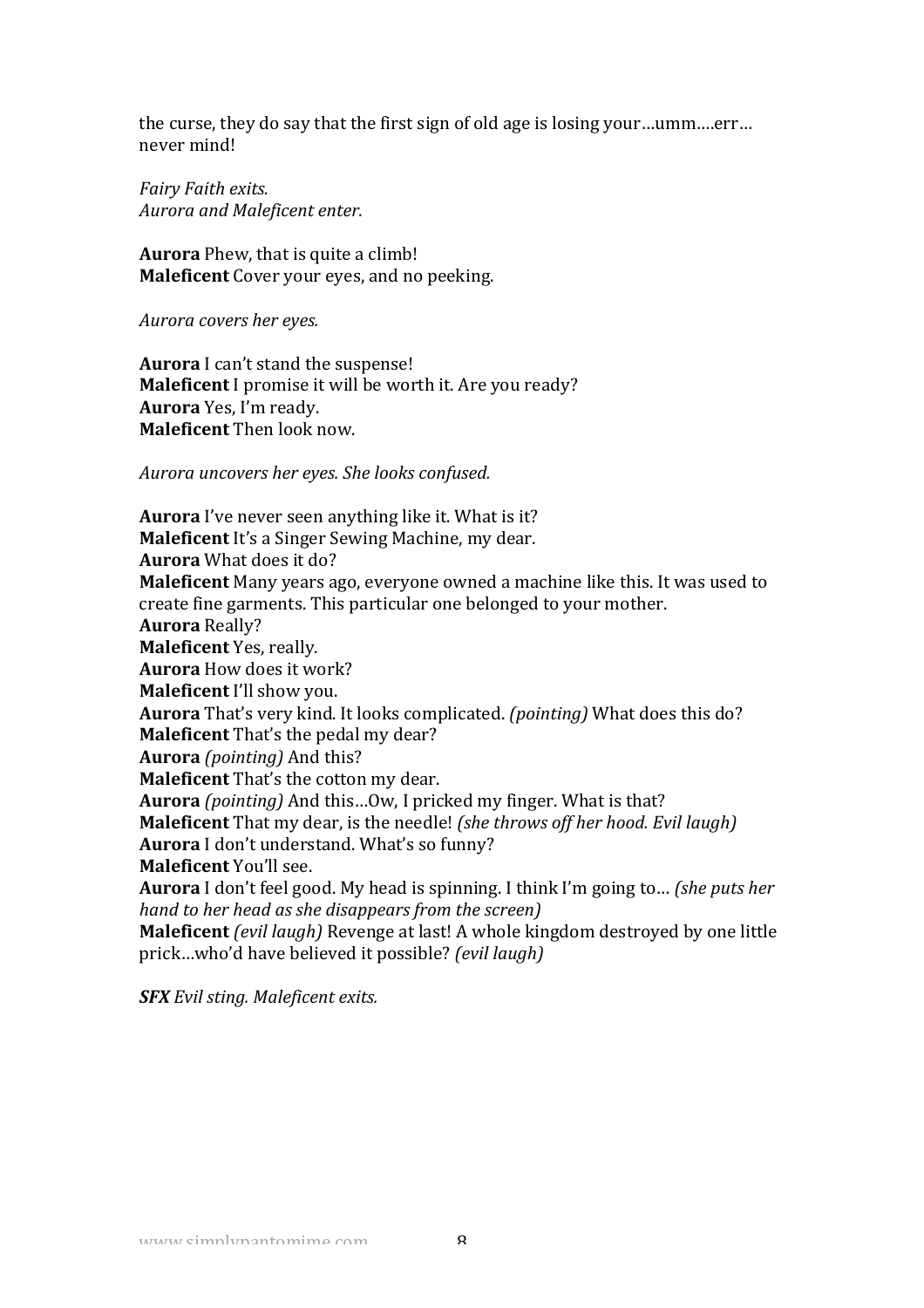the curse, they do say that the first sign of old age is losing your…umm….err… never mind!

*Fairy Faith exits.*
*Aurora and Maleficent enter.*

**Aurora** Phew, that is quite a climb!
**Maleficent** Cover your eyes, and no peeking.

*Aurora covers her eyes.*

**Aurora** I can't stand the suspense!
**Maleficent** I promise it will be worth it. Are you ready?
**Aurora** Yes, I'm ready.
**Maleficent** Then look now.

*Aurora uncovers her eyes. She looks confused.*

**Aurora** I've never seen anything like it. What is it?
**Maleficent** It's a Singer Sewing Machine, my dear.
**Aurora** What does it do?
**Maleficent** Many years ago, everyone owned a machine like this. It was used to create fine garments. This particular one belonged to your mother.
**Aurora** Really?
**Maleficent** Yes, really.
**Aurora** How does it work?
**Maleficent** I'll show you.
**Aurora** That's very kind. It looks complicated. *(pointing)* What does this do?
**Maleficent** That's the pedal my dear?
**Aurora** *(pointing)* And this?
**Maleficent** That's the cotton my dear.
**Aurora** *(pointing)* And this…Ow, I pricked my finger. What is that?
**Maleficent** That my dear, is the needle! *(she throws off her hood. Evil laugh)*
**Aurora** I don't understand. What's so funny?
**Maleficent** You'll see.
**Aurora** I don't feel good. My head is spinning. I think I'm going to… *(she puts her hand to her head as she disappears from the screen)*
**Maleficent** *(evil laugh)* Revenge at last! A whole kingdom destroyed by one little prick…who'd have believed it possible? *(evil laugh)*

***SFX** Evil sting. Maleficent exits.*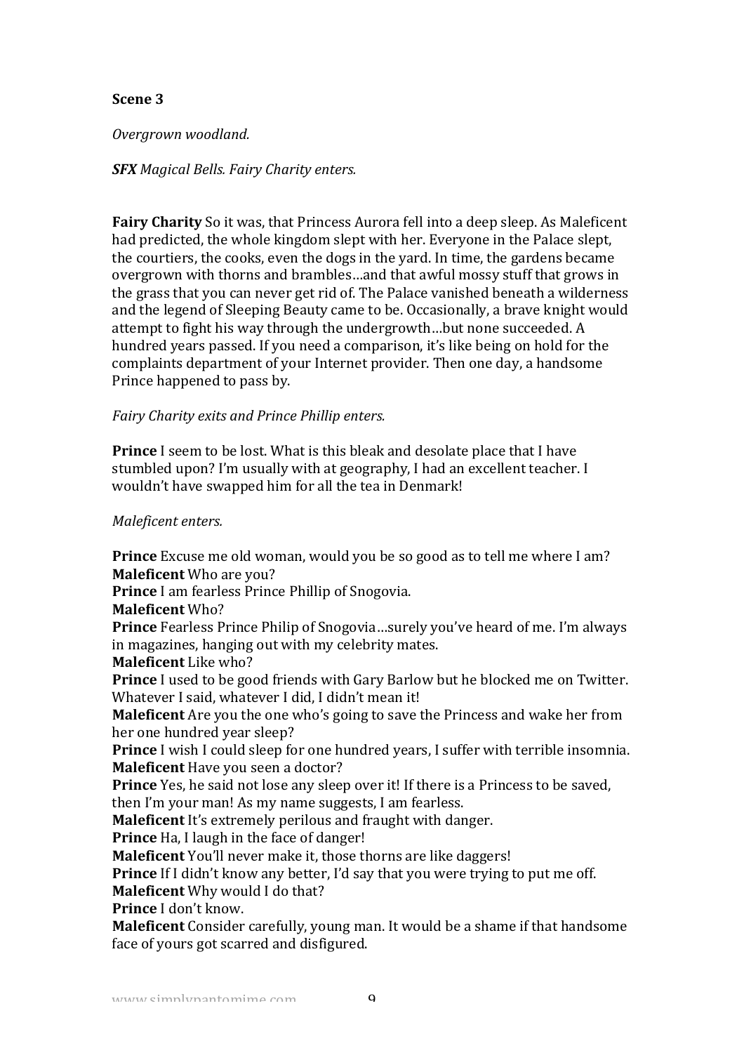**Scene 3**

*Overgrown woodland.*

***SFX** Magical Bells. Fairy Charity enters.*

**Fairy Charity** So it was, that Princess Aurora fell into a deep sleep. As Maleficent had predicted, the whole kingdom slept with her. Everyone in the Palace slept, the courtiers, the cooks, even the dogs in the yard. In time, the gardens became overgrown with thorns and brambles…and that awful mossy stuff that grows in the grass that you can never get rid of. The Palace vanished beneath a wilderness and the legend of Sleeping Beauty came to be. Occasionally, a brave knight would attempt to fight his way through the undergrowth…but none succeeded. A hundred years passed. If you need a comparison, it's like being on hold for the complaints department of your Internet provider. Then one day, a handsome Prince happened to pass by.

*Fairy Charity exits and Prince Phillip enters.*

**Prince** I seem to be lost. What is this bleak and desolate place that I have stumbled upon? I'm usually with at geography, I had an excellent teacher. I wouldn't have swapped him for all the tea in Denmark!

*Maleficent enters.*

**Prince** Excuse me old woman, would you be so good as to tell me where I am?
**Maleficent** Who are you?
**Prince** I am fearless Prince Phillip of Snogovia.
**Maleficent** Who?
**Prince** Fearless Prince Philip of Snogovia…surely you've heard of me. I'm always in magazines, hanging out with my celebrity mates.
**Maleficent** Like who?
**Prince** I used to be good friends with Gary Barlow but he blocked me on Twitter. Whatever I said, whatever I did, I didn't mean it!
**Maleficent** Are you the one who's going to save the Princess and wake her from her one hundred year sleep?
**Prince** I wish I could sleep for one hundred years, I suffer with terrible insomnia.
**Maleficent** Have you seen a doctor?
**Prince** Yes, he said not lose any sleep over it! If there is a Princess to be saved, then I'm your man! As my name suggests, I am fearless.
**Maleficent** It's extremely perilous and fraught with danger.
**Prince** Ha, I laugh in the face of danger!
**Maleficent** You'll never make it, those thorns are like daggers!
**Prince** If I didn't know any better, I'd say that you were trying to put me off.
**Maleficent** Why would I do that?
**Prince** I don't know.
**Maleficent** Consider carefully, young man. It would be a shame if that handsome face of yours got scarred and disfigured.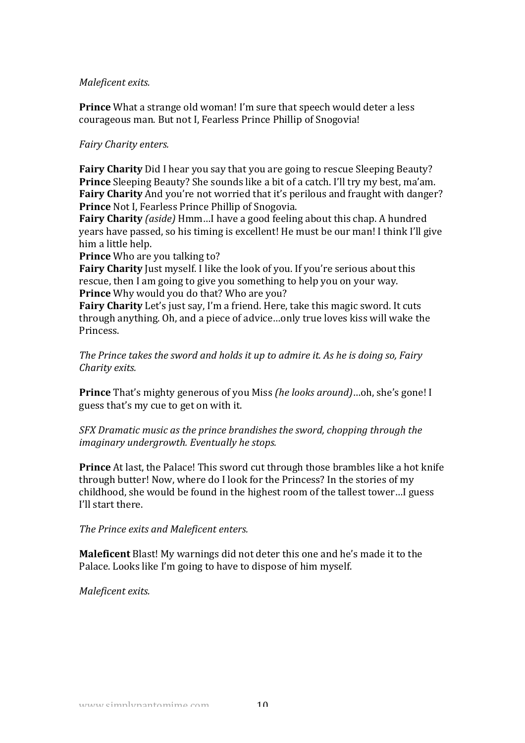*Maleficent exits.*

**Prince** What a strange old woman! I'm sure that speech would deter a less courageous man. But not I, Fearless Prince Phillip of Snogovia!

*Fairy Charity enters.*

**Fairy Charity** Did I hear you say that you are going to rescue Sleeping Beauty?
**Prince** Sleeping Beauty? She sounds like a bit of a catch. I'll try my best, ma'am.
**Fairy Charity** And you're not worried that it's perilous and fraught with danger?
**Prince** Not I, Fearless Prince Phillip of Snogovia.
**Fairy Charity** *(aside)* Hmm…I have a good feeling about this chap. A hundred years have passed, so his timing is excellent! He must be our man! I think I'll give him a little help.
**Prince** Who are you talking to?
**Fairy Charity** Just myself. I like the look of you. If you're serious about this rescue, then I am going to give you something to help you on your way.
**Prince** Why would you do that? Who are you?
**Fairy Charity** Let's just say, I'm a friend. Here, take this magic sword. It cuts through anything. Oh, and a piece of advice…only true loves kiss will wake the Princess.

*The Prince takes the sword and holds it up to admire it. As he is doing so, Fairy Charity exits.*

**Prince** That's mighty generous of you Miss *(he looks around)*…oh, she's gone! I guess that's my cue to get on with it.

*SFX Dramatic music as the prince brandishes the sword, chopping through the imaginary undergrowth. Eventually he stops.*

**Prince** At last, the Palace! This sword cut through those brambles like a hot knife through butter! Now, where do I look for the Princess? In the stories of my childhood, she would be found in the highest room of the tallest tower…I guess I'll start there.

*The Prince exits and Maleficent enters.*

**Maleficent** Blast! My warnings did not deter this one and he's made it to the Palace. Looks like I'm going to have to dispose of him myself.

*Maleficent exits.*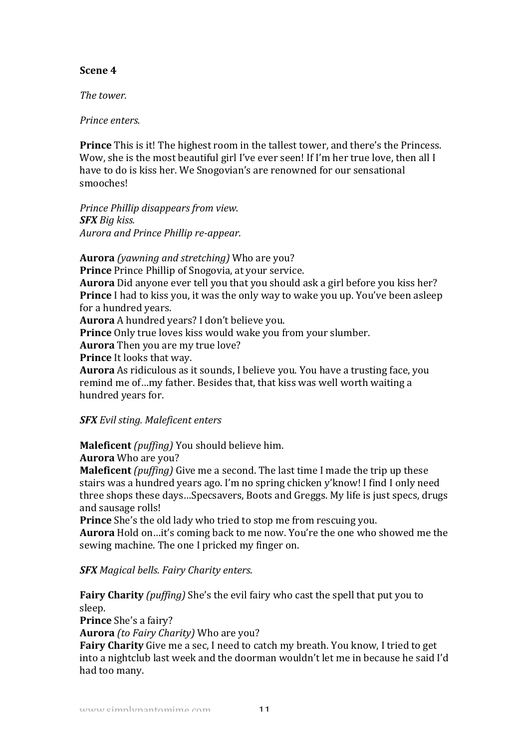**Scene 4**

*The tower.*

*Prince enters.*

**Prince** This is it! The highest room in the tallest tower, and there's the Princess. Wow, she is the most beautiful girl I've ever seen! If I'm her true love, then all I have to do is kiss her. We Snogovian's are renowned for our sensational smooches!

*Prince Phillip disappears from view.*
***SFX*** *Big kiss.*
*Aurora and Prince Phillip re-appear.*

**Aurora** *(yawning and stretching)* Who are you?
**Prince** Prince Phillip of Snogovia, at your service.
**Aurora** Did anyone ever tell you that you should ask a girl before you kiss her?
**Prince** I had to kiss you, it was the only way to wake you up. You've been asleep for a hundred years.
**Aurora** A hundred years? I don't believe you.
**Prince** Only true loves kiss would wake you from your slumber.
**Aurora** Then you are my true love?
**Prince** It looks that way.
**Aurora** As ridiculous as it sounds, I believe you. You have a trusting face, you remind me of…my father. Besides that, that kiss was well worth waiting a hundred years for.

***SFX*** *Evil sting. Maleficent enters*

**Maleficent** *(puffing)* You should believe him.
**Aurora** Who are you?
**Maleficent** *(puffing)* Give me a second. The last time I made the trip up these stairs was a hundred years ago. I'm no spring chicken y'know! I find I only need three shops these days…Specsavers, Boots and Greggs. My life is just specs, drugs and sausage rolls!
**Prince** She's the old lady who tried to stop me from rescuing you.
**Aurora** Hold on…it's coming back to me now. You're the one who showed me the sewing machine. The one I pricked my finger on.

***SFX*** *Magical bells. Fairy Charity enters.*

**Fairy Charity** *(puffing)* She's the evil fairy who cast the spell that put you to sleep.
**Prince** She's a fairy?
**Aurora** *(to Fairy Charity)* Who are you?
**Fairy Charity** Give me a sec, I need to catch my breath. You know, I tried to get into a nightclub last week and the doorman wouldn't let me in because he said I'd had too many.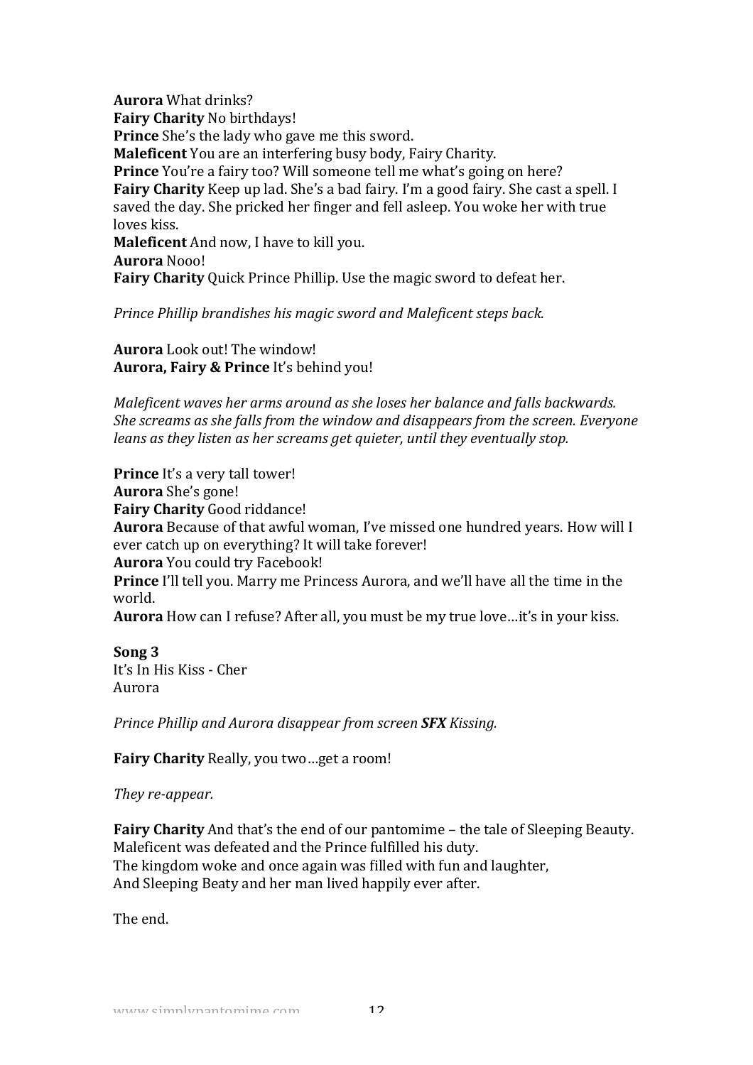**Aurora** What drinks?
**Fairy Charity** No birthdays!
**Prince** She's the lady who gave me this sword.
**Maleficent** You are an interfering busy body, Fairy Charity.
**Prince** You're a fairy too? Will someone tell me what's going on here?
**Fairy Charity** Keep up lad. She's a bad fairy. I'm a good fairy. She cast a spell. I saved the day. She pricked her finger and fell asleep. You woke her with true loves kiss.
**Maleficent** And now, I have to kill you.
**Aurora** Nooo!
**Fairy Charity** Quick Prince Phillip. Use the magic sword to defeat her.

*Prince Phillip brandishes his magic sword and Maleficent steps back.*

**Aurora** Look out! The window!
**Aurora, Fairy & Prince** It's behind you!

*Maleficent waves her arms around as she loses her balance and falls backwards. She screams as she falls from the window and disappears from the screen. Everyone leans as they listen as her screams get quieter, until they eventually stop.*

**Prince** It's a very tall tower!
**Aurora** She's gone!
**Fairy Charity** Good riddance!
**Aurora** Because of that awful woman, I've missed one hundred years. How will I ever catch up on everything? It will take forever!
**Aurora** You could try Facebook!
**Prince** I'll tell you. Marry me Princess Aurora, and we'll have all the time in the world.
**Aurora** How can I refuse? After all, you must be my true love…it's in your kiss.

**Song 3**
It's In His Kiss - Cher
Aurora

*Prince Phillip and Aurora disappear from screen **SFX** Kissing.*

**Fairy Charity** Really, you two…get a room!

*They re-appear.*

**Fairy Charity** And that's the end of our pantomime – the tale of Sleeping Beauty.
Maleficent was defeated and the Prince fulfilled his duty.
The kingdom woke and once again was filled with fun and laughter,
And Sleeping Beaty and her man lived happily ever after.

The end.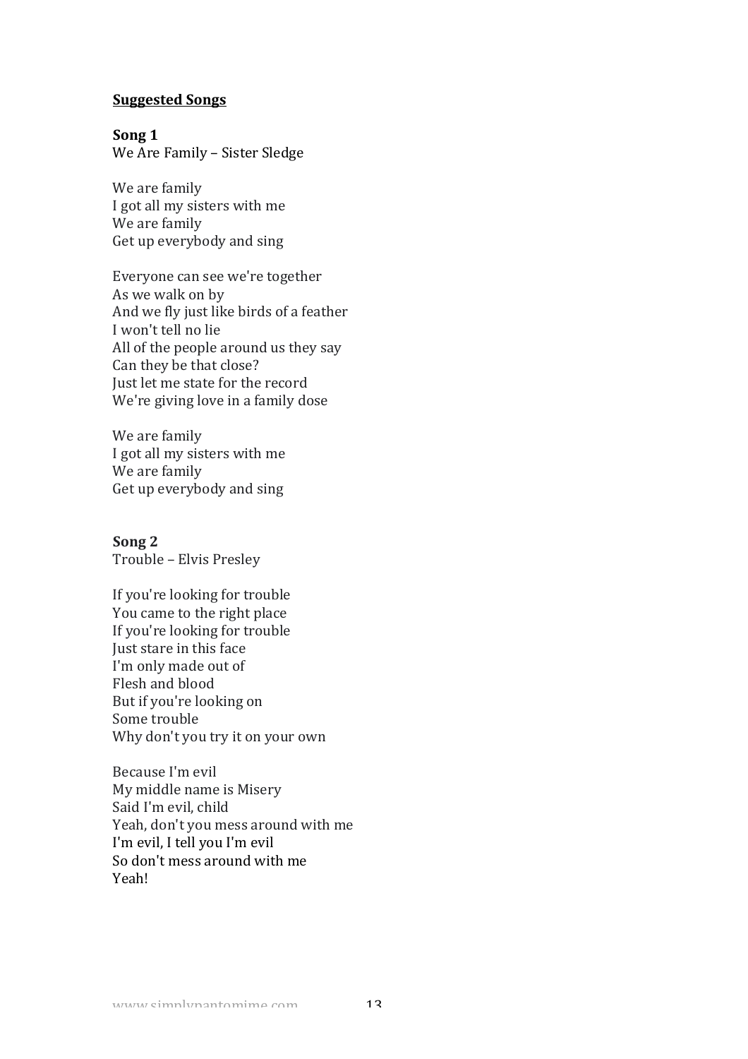**Suggested Songs**

**Song 1**
We Are Family – Sister Sledge

We are family
I got all my sisters with me
We are family
Get up everybody and sing

Everyone can see we're together
As we walk on by
And we fly just like birds of a feather
I won't tell no lie
All of the people around us they say
Can they be that close?
Just let me state for the record
We're giving love in a family dose

We are family
I got all my sisters with me
We are family
Get up everybody and sing

**Song 2**
Trouble – Elvis Presley

If you're looking for trouble
You came to the right place
If you're looking for trouble
Just stare in this face
I'm only made out of
Flesh and blood
But if you're looking on
Some trouble
Why don't you try it on your own

Because I'm evil
My middle name is Misery
Said I'm evil, child
Yeah, don't you mess around with me
I'm evil, I tell you I'm evil
So don't mess around with me
Yeah!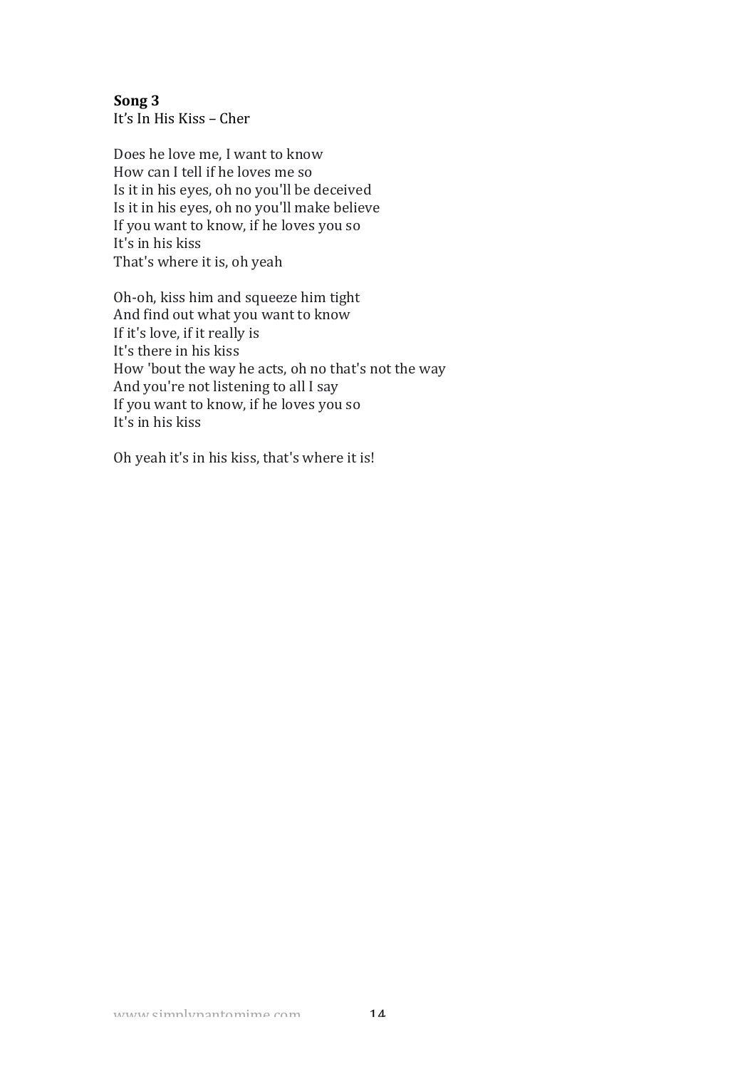**Song 3**
It's In His Kiss – Cher

Does he love me, I want to know
How can I tell if he loves me so
Is it in his eyes, oh no you'll be deceived
Is it in his eyes, oh no you'll make believe
If you want to know, if he loves you so
It's in his kiss
That's where it is, oh yeah

Oh-oh, kiss him and squeeze him tight
And find out what you want to know
If it's love, if it really is
It's there in his kiss
How 'bout the way he acts, oh no that's not the way
And you're not listening to all I say
If you want to know, if he loves you so
It's in his kiss

Oh yeah it's in his kiss, that's where it is!